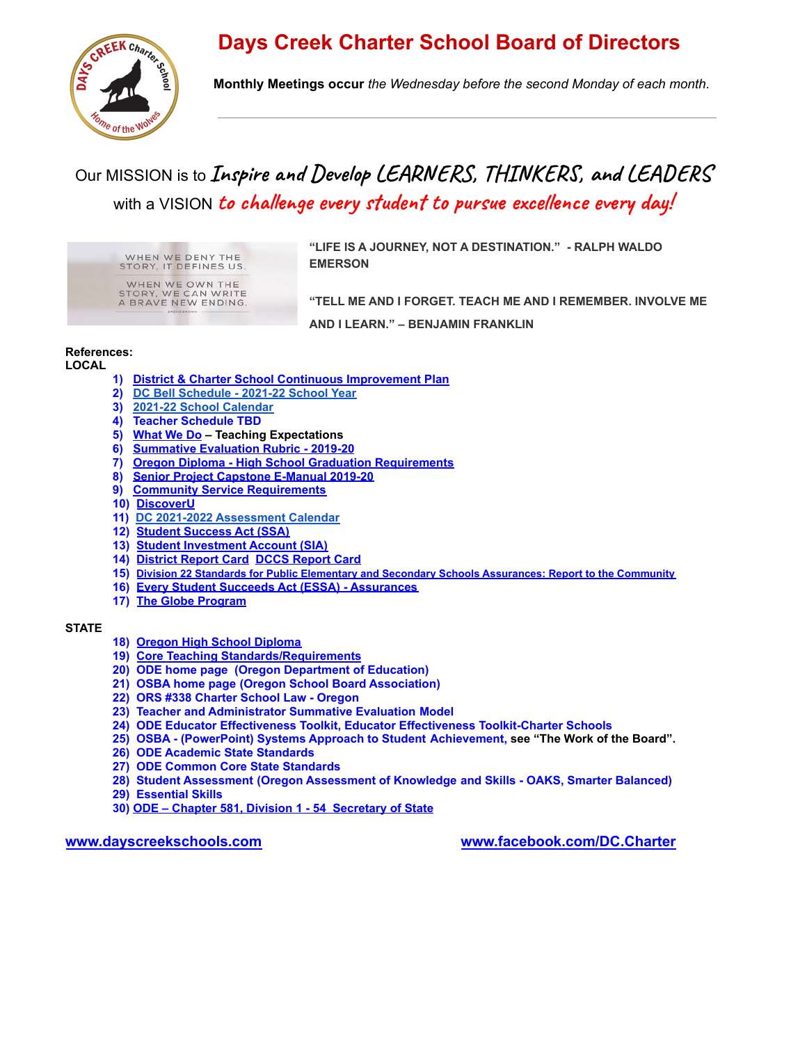# Days Creek Charter School Board of Directors

**Monthly Meetings occur** *the Wednesday before the second Monday of each month.*

---

Our MISSION is to *Inspire and Develop LEARNERS, THINKERS, and LEADERS*
with a VISION *to challenge every student to pursue excellence every day!*

WHEN WE DENY THE STORY, IT DEFINES US.
WHEN WE OWN THE STORY, WE CAN WRITE A BRAVE NEW ENDING.
BRENE BROWN

**"LIFE IS A JOURNEY, NOT A DESTINATION." - RALPH WALDO EMERSON**

**"TELL ME AND I FORGET. TEACH ME AND I REMEMBER. INVOLVE ME AND I LEARN." – BENJAMIN FRANKLIN**

**References:**
**LOCAL**

1) District & Charter School Continuous Improvement Plan
2) DC Bell Schedule - 2021-22 School Year
3) 2021-22 School Calendar
4) Teacher Schedule TBD
5) What We Do – Teaching Expectations
6) Summative Evaluation Rubric - 2019-20
7) Oregon Diploma - High School Graduation Requirements
8) Senior Project Capstone E-Manual 2019-20
9) Community Service Requirements
10) DiscoverU
11) DC 2021-2022 Assessment Calendar
12) Student Success Act (SSA)
13) Student Investment Account (SIA)
14) District Report Card DCCS Report Card
15) Division 22 Standards for Public Elementary and Secondary Schools Assurances: Report to the Community
16) Every Student Succeeds Act (ESSA) - Assurances
17) The Globe Program

**STATE**

18) Oregon High School Diploma
19) Core Teaching Standards/Requirements
20) ODE home page (Oregon Department of Education)
21) OSBA home page (Oregon School Board Association)
22) ORS #338 Charter School Law - Oregon
23) Teacher and Administrator Summative Evaluation Model
24) ODE Educator Effectiveness Toolkit, Educator Effectiveness Toolkit-Charter Schools
25) OSBA - (PowerPoint) Systems Approach to Student Achievement, see "The Work of the Board".
26) ODE Academic State Standards
27) ODE Common Core State Standards
28) Student Assessment (Oregon Assessment of Knowledge and Skills - OAKS, Smarter Balanced)
29) Essential Skills
30) ODE – Chapter 581, Division 1 - 54 Secretary of State

www.dayscreekschools.com www.facebook.com/DC.Charter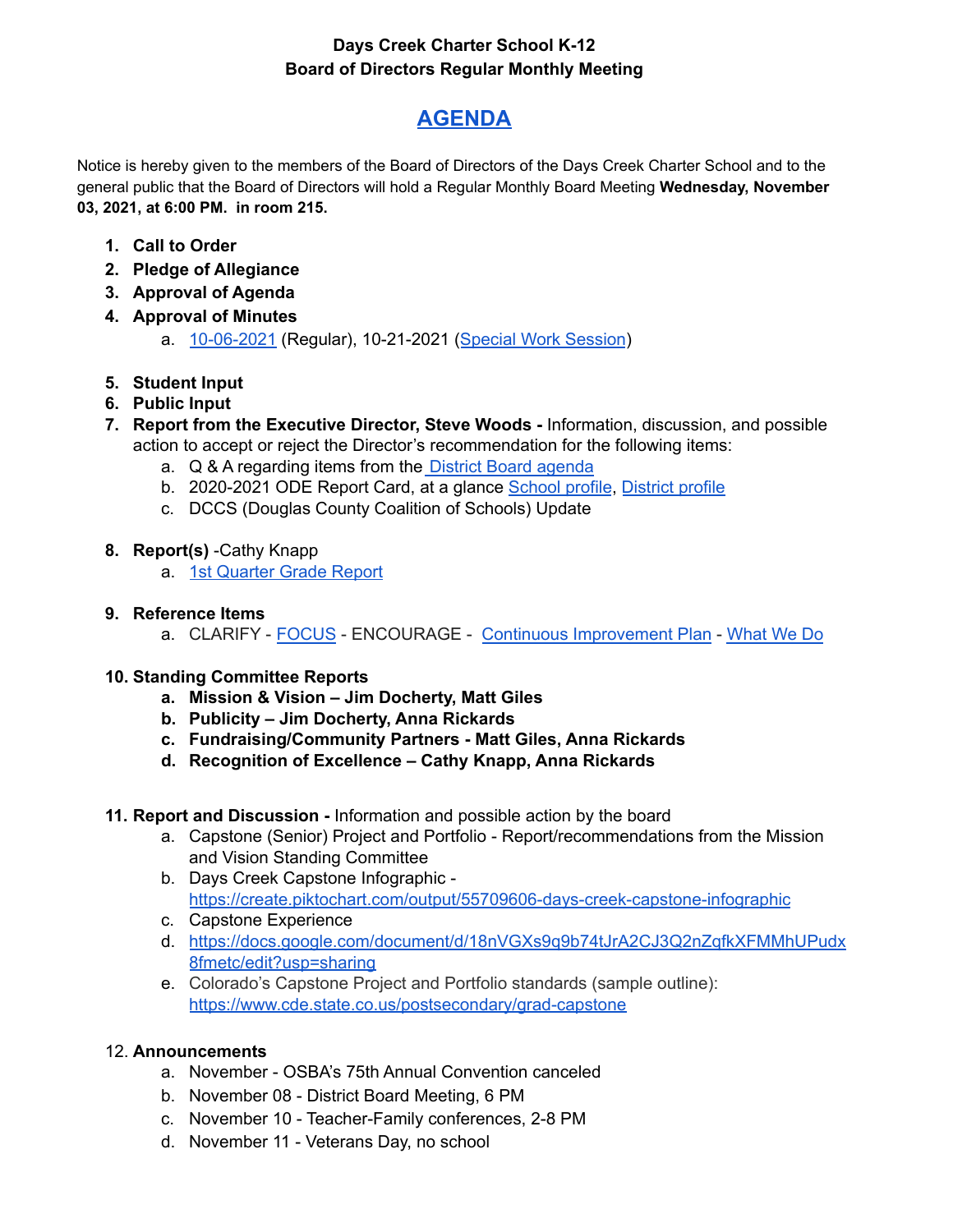**Days Creek Charter School K-12**
**Board of Directors Regular Monthly Meeting**

# AGENDA

Notice is hereby given to the members of the Board of Directors of the Days Creek Charter School and to the general public that the Board of Directors will hold a Regular Monthly Board Meeting **Wednesday, November 03, 2021, at 6:00 PM. in room 215.**

1. **Call to Order**
2. **Pledge of Allegiance**
3. **Approval of Agenda**
4. **Approval of Minutes**
   a. 10-06-2021 (Regular), 10-21-2021 (Special Work Session)
5. **Student Input**
6. **Public Input**
7. **Report from the Executive Director, Steve Woods -** Information, discussion, and possible action to accept or reject the Director's recommendation for the following items:
   a. Q & A regarding items from the District Board agenda
   b. 2020-2021 ODE Report Card, at a glance School profile, District profile
   c. DCCS (Douglas County Coalition of Schools) Update
8. **Report(s)** -Cathy Knapp
   a. 1st Quarter Grade Report
9. **Reference Items**
   a. CLARIFY - FOCUS - ENCOURAGE - Continuous Improvement Plan - What We Do
10. **Standing Committee Reports**
    a. **Mission & Vision – Jim Docherty, Matt Giles**
    b. **Publicity – Jim Docherty, Anna Rickards**
    c. **Fundraising/Community Partners - Matt Giles, Anna Rickards**
    d. **Recognition of Excellence – Cathy Knapp, Anna Rickards**
11. **Report and Discussion -** Information and possible action by the board
    a. Capstone (Senior) Project and Portfolio - Report/recommendations from the Mission and Vision Standing Committee
    b. Days Creek Capstone Infographic - https://create.piktochart.com/output/55709606-days-creek-capstone-infographic
    c. Capstone Experience
    d. https://docs.google.com/document/d/18nVGXs9q9b74tJrA2CJ3Q2nZqfkXFMMhUPudx8fmetc/edit?usp=sharing
    e. Colorado's Capstone Project and Portfolio standards (sample outline): https://www.cde.state.co.us/postsecondary/grad-capstone
12. **Announcements**
    a. November - OSBA's 75th Annual Convention canceled
    b. November 08 - District Board Meeting, 6 PM
    c. November 10 - Teacher-Family conferences, 2-8 PM
    d. November 11 - Veterans Day, no school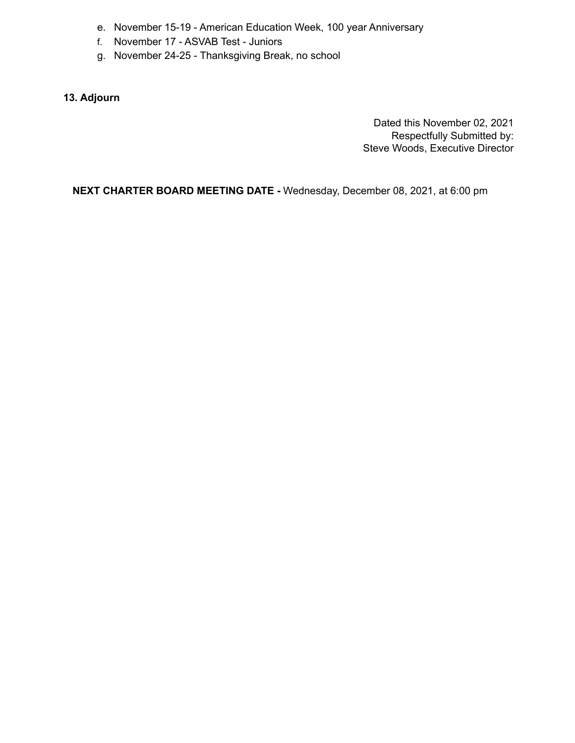e. November 15-19 - American Education Week, 100 year Anniversary
f. November 17 - ASVAB Test - Juniors
g. November 24-25 - Thanksgiving Break, no school

**13. Adjourn**

Dated this November 02, 2021
Respectfully Submitted by:
Steve Woods, Executive Director

**NEXT CHARTER BOARD MEETING DATE -** Wednesday, December 08, 2021, at 6:00 pm